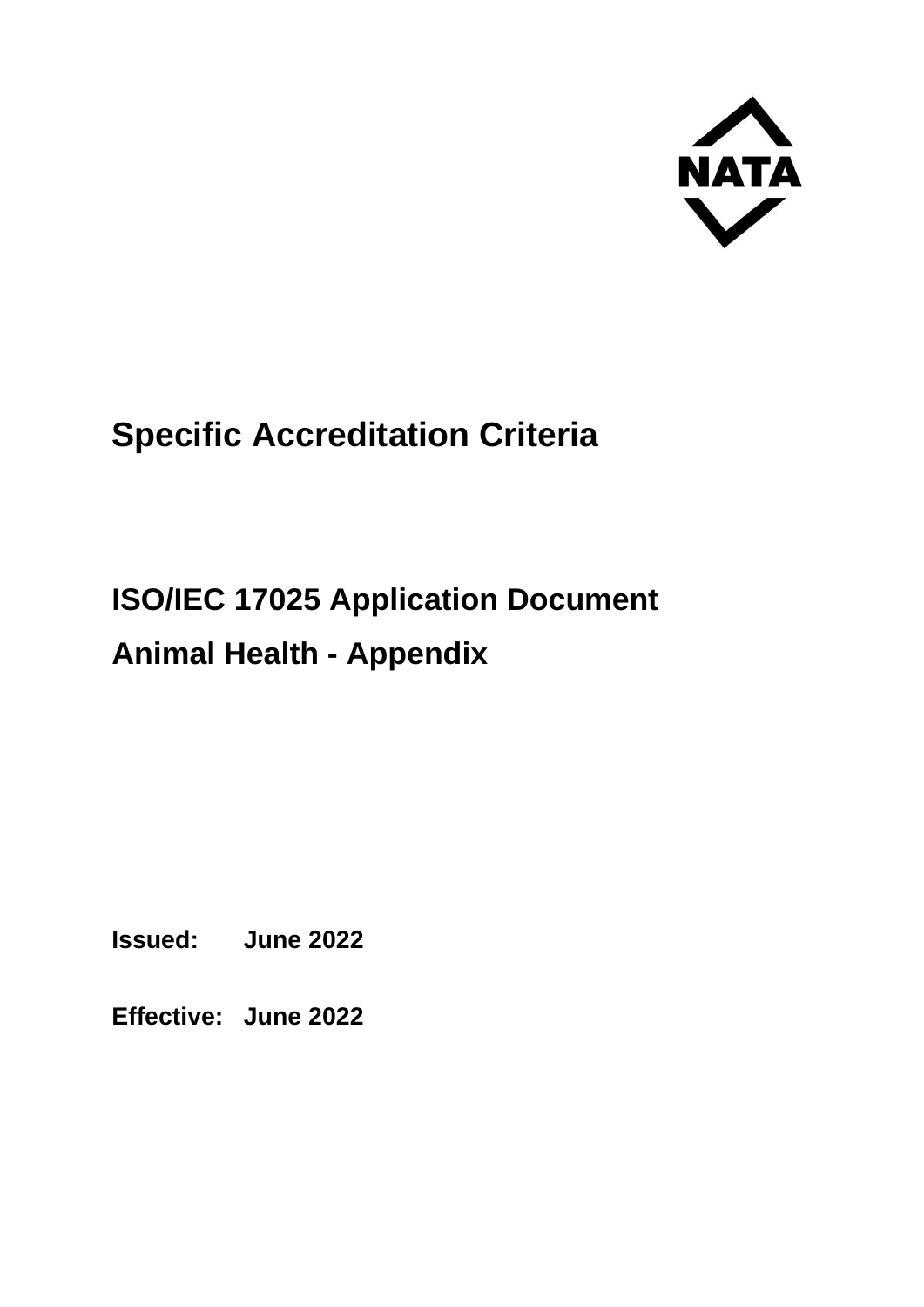NATA

# Specific Accreditation Criteria

## ISO/IEC 17025 Application Document

## Animal Health - Appendix

**Issued:** **June 2022**

**Effective:** **June 2022**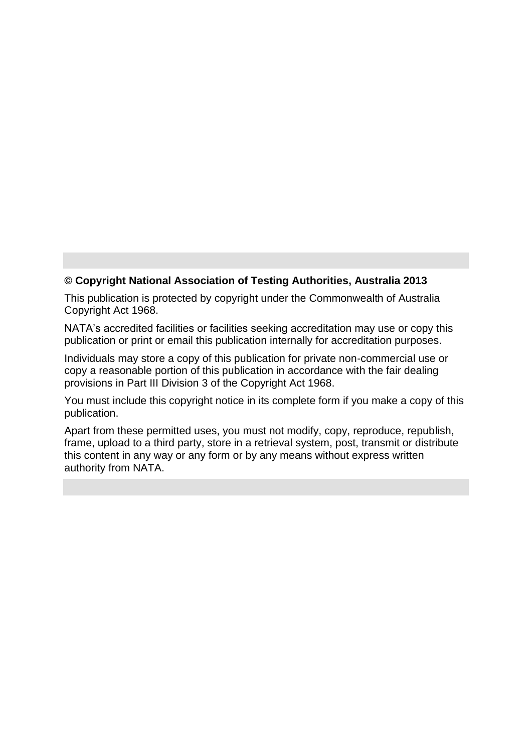**© Copyright National Association of Testing Authorities, Australia 2013**

This publication is protected by copyright under the Commonwealth of Australia Copyright Act 1968.

NATA's accredited facilities or facilities seeking accreditation may use or copy this publication or print or email this publication internally for accreditation purposes.

Individuals may store a copy of this publication for private non-commercial use or copy a reasonable portion of this publication in accordance with the fair dealing provisions in Part III Division 3 of the Copyright Act 1968.

You must include this copyright notice in its complete form if you make a copy of this publication.

Apart from these permitted uses, you must not modify, copy, reproduce, republish, frame, upload to a third party, store in a retrieval system, post, transmit or distribute this content in any way or any form or by any means without express written authority from NATA.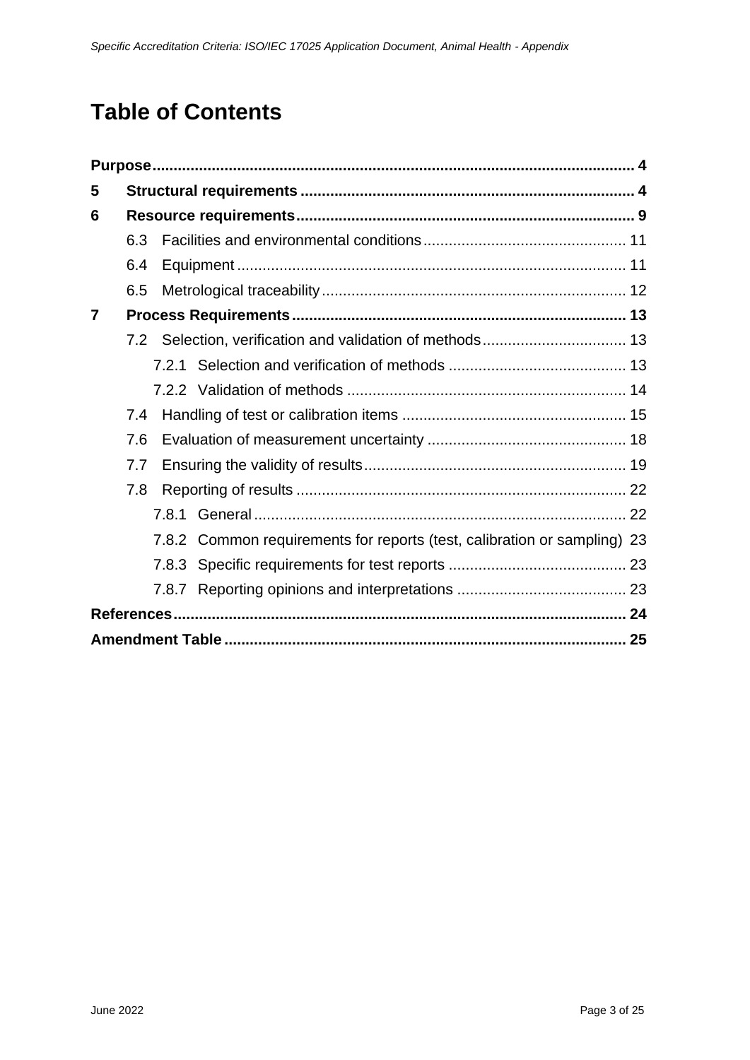# Table of Contents

**Purpose** .... **4**

**5 Structural requirements** .... **4**

**6 Resource requirements** .... **9**

- 6.3 Facilities and environmental conditions .... 11
- 6.4 Equipment .... 11
- 6.5 Metrological traceability .... 12

**7 Process Requirements** .... **13**

- 7.2 Selection, verification and validation of methods .... 13
  - 7.2.1 Selection and verification of methods .... 13
  - 7.2.2 Validation of methods .... 14
- 7.4 Handling of test or calibration items .... 15
- 7.6 Evaluation of measurement uncertainty .... 18
- 7.7 Ensuring the validity of results .... 19
- 7.8 Reporting of results .... 22
  - 7.8.1 General .... 22
  - 7.8.2 Common requirements for reports (test, calibration or sampling) 23
  - 7.8.3 Specific requirements for test reports .... 23
  - 7.8.7 Reporting opinions and interpretations .... 23

**References** .... **24**

**Amendment Table** .... **25**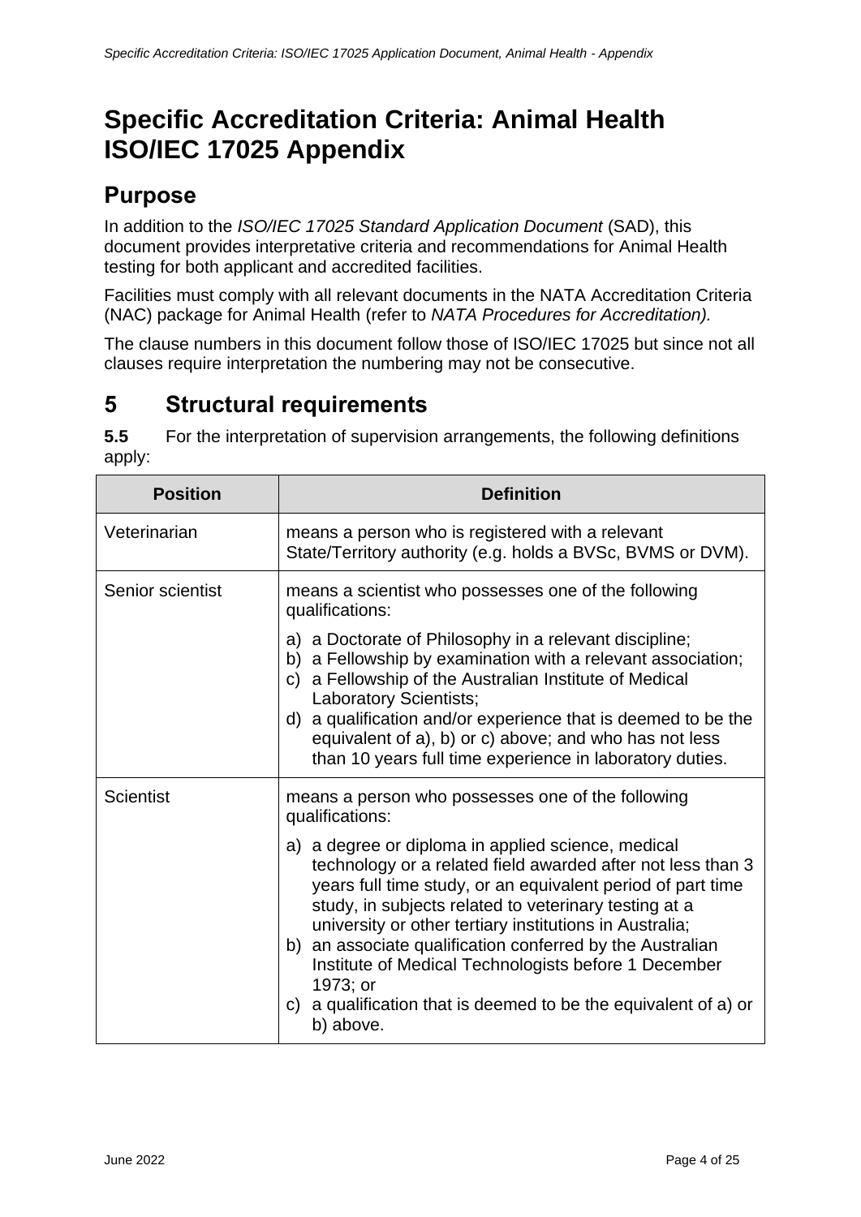# Specific Accreditation Criteria: Animal Health ISO/IEC 17025 Appendix

## Purpose

In addition to the *ISO/IEC 17025 Standard Application Document* (SAD), this document provides interpretative criteria and recommendations for Animal Health testing for both applicant and accredited facilities.

Facilities must comply with all relevant documents in the NATA Accreditation Criteria (NAC) package for Animal Health (refer to *NATA Procedures for Accreditation).*

The clause numbers in this document follow those of ISO/IEC 17025 but since not all clauses require interpretation the numbering may not be consecutive.

## 5 Structural requirements

**5.5** For the interpretation of supervision arrangements, the following definitions apply:

| Position | Definition |
|---|---|
| Veterinarian | means a person who is registered with a relevant State/Territory authority (e.g. holds a BVSc, BVMS or DVM). |
| Senior scientist | means a scientist who possesses one of the following qualifications:<br>a) a Doctorate of Philosophy in a relevant discipline;<br>b) a Fellowship by examination with a relevant association;<br>c) a Fellowship of the Australian Institute of Medical Laboratory Scientists;<br>d) a qualification and/or experience that is deemed to be the equivalent of a), b) or c) above; and who has not less than 10 years full time experience in laboratory duties. |
| Scientist | means a person who possesses one of the following qualifications:<br>a) a degree or diploma in applied science, medical technology or a related field awarded after not less than 3 years full time study, or an equivalent period of part time study, in subjects related to veterinary testing at a university or other tertiary institutions in Australia;<br>b) an associate qualification conferred by the Australian Institute of Medical Technologists before 1 December 1973; or<br>c) a qualification that is deemed to be the equivalent of a) or b) above. |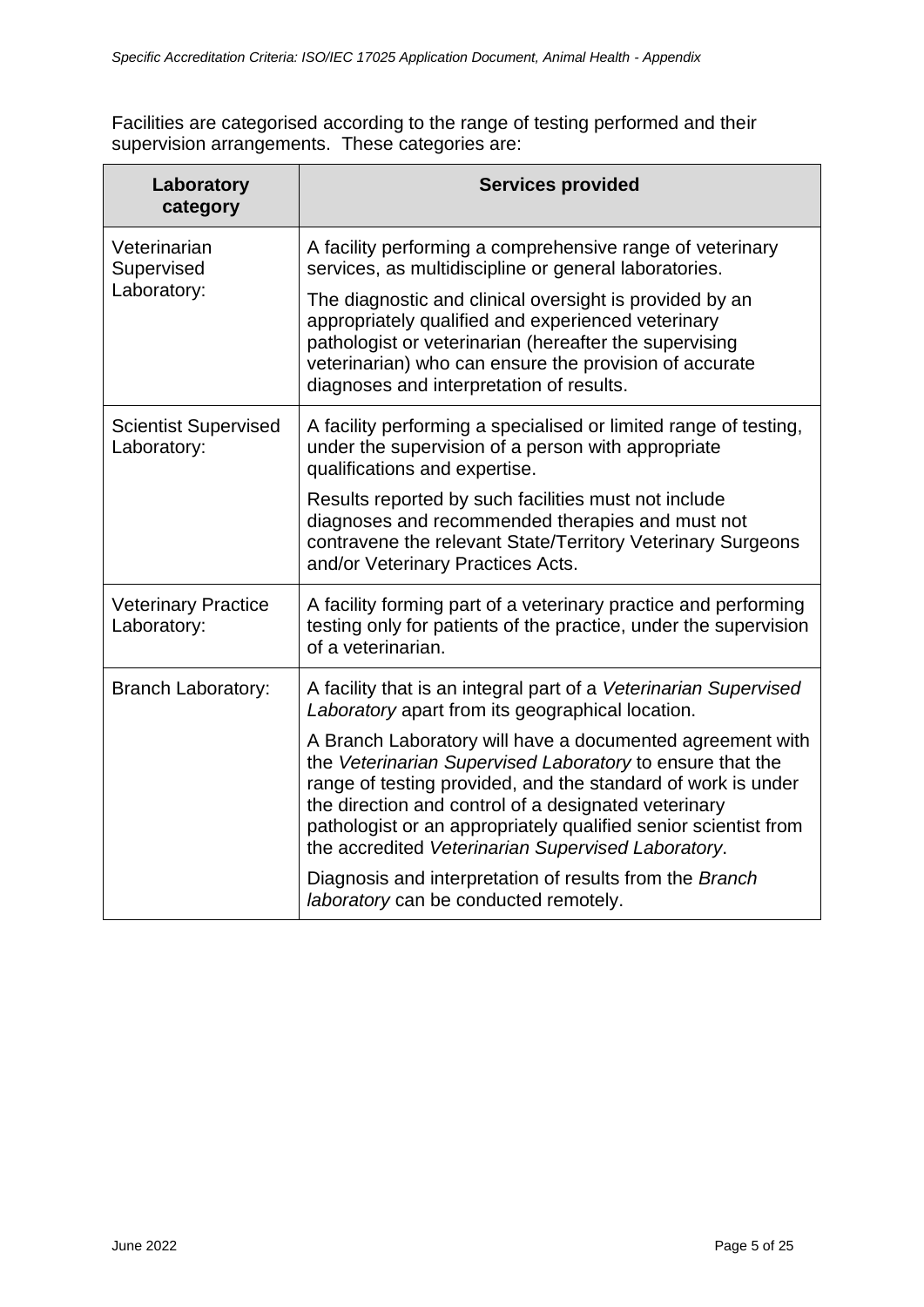Facilities are categorised according to the range of testing performed and their supervision arrangements. These categories are:

| Laboratory category | Services provided |
|---|---|
| Veterinarian Supervised Laboratory: | A facility performing a comprehensive range of veterinary services, as multidiscipline or general laboratories.<br><br>The diagnostic and clinical oversight is provided by an appropriately qualified and experienced veterinary pathologist or veterinarian (hereafter the supervising veterinarian) who can ensure the provision of accurate diagnoses and interpretation of results. |
| Scientist Supervised Laboratory: | A facility performing a specialised or limited range of testing, under the supervision of a person with appropriate qualifications and expertise.<br><br>Results reported by such facilities must not include diagnoses and recommended therapies and must not contravene the relevant State/Territory Veterinary Surgeons and/or Veterinary Practices Acts. |
| Veterinary Practice Laboratory: | A facility forming part of a veterinary practice and performing testing only for patients of the practice, under the supervision of a veterinarian. |
| Branch Laboratory: | A facility that is an integral part of a *Veterinarian Supervised Laboratory* apart from its geographical location.<br><br>A Branch Laboratory will have a documented agreement with the *Veterinarian Supervised Laboratory* to ensure that the range of testing provided, and the standard of work is under the direction and control of a designated veterinary pathologist or an appropriately qualified senior scientist from the accredited *Veterinarian Supervised Laboratory*.<br><br>Diagnosis and interpretation of results from the *Branch laboratory* can be conducted remotely. |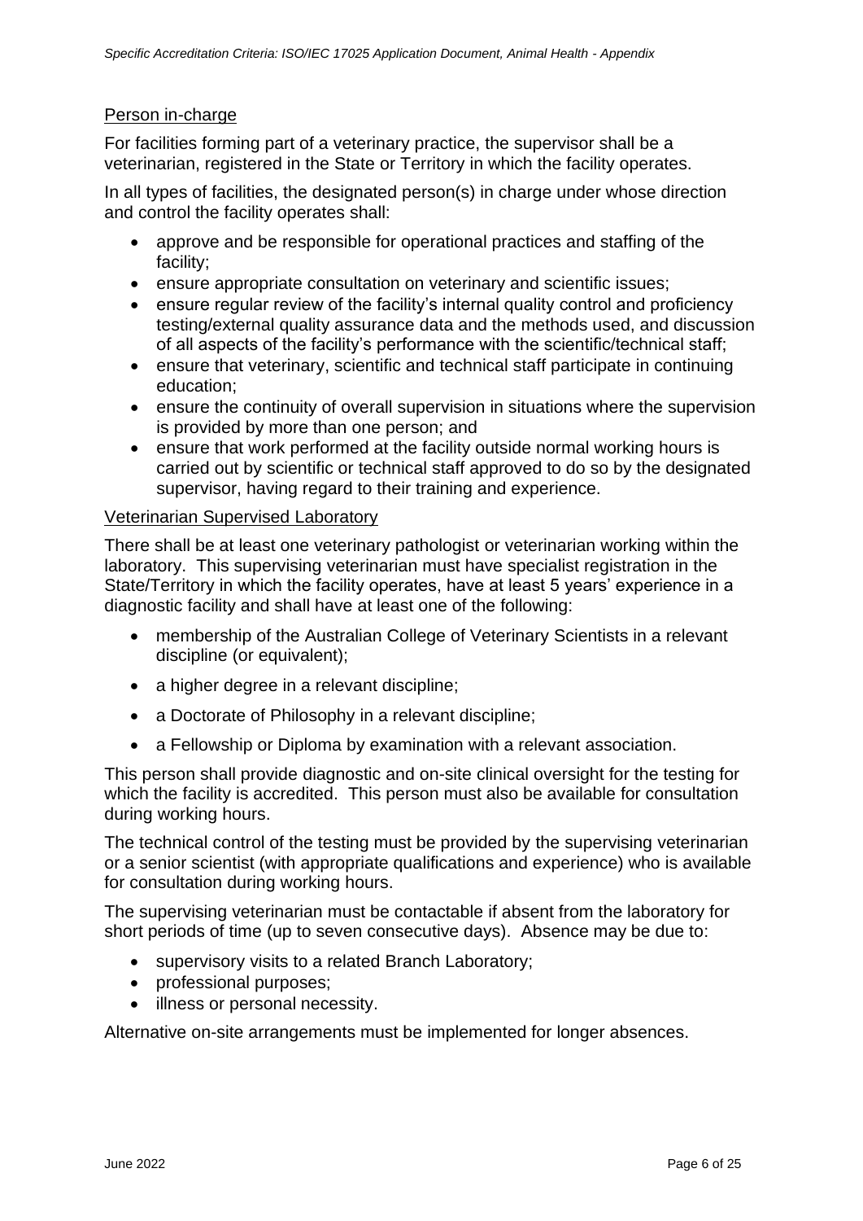### Person in-charge

For facilities forming part of a veterinary practice, the supervisor shall be a veterinarian, registered in the State or Territory in which the facility operates.

In all types of facilities, the designated person(s) in charge under whose direction and control the facility operates shall:

- approve and be responsible for operational practices and staffing of the facility;
- ensure appropriate consultation on veterinary and scientific issues;
- ensure regular review of the facility's internal quality control and proficiency testing/external quality assurance data and the methods used, and discussion of all aspects of the facility's performance with the scientific/technical staff;
- ensure that veterinary, scientific and technical staff participate in continuing education;
- ensure the continuity of overall supervision in situations where the supervision is provided by more than one person; and
- ensure that work performed at the facility outside normal working hours is carried out by scientific or technical staff approved to do so by the designated supervisor, having regard to their training and experience.

### Veterinarian Supervised Laboratory

There shall be at least one veterinary pathologist or veterinarian working within the laboratory. This supervising veterinarian must have specialist registration in the State/Territory in which the facility operates, have at least 5 years' experience in a diagnostic facility and shall have at least one of the following:

- membership of the Australian College of Veterinary Scientists in a relevant discipline (or equivalent);
- a higher degree in a relevant discipline;
- a Doctorate of Philosophy in a relevant discipline;
- a Fellowship or Diploma by examination with a relevant association.

This person shall provide diagnostic and on-site clinical oversight for the testing for which the facility is accredited. This person must also be available for consultation during working hours.

The technical control of the testing must be provided by the supervising veterinarian or a senior scientist (with appropriate qualifications and experience) who is available for consultation during working hours.

The supervising veterinarian must be contactable if absent from the laboratory for short periods of time (up to seven consecutive days). Absence may be due to:

- supervisory visits to a related Branch Laboratory;
- professional purposes;
- illness or personal necessity.

Alternative on-site arrangements must be implemented for longer absences.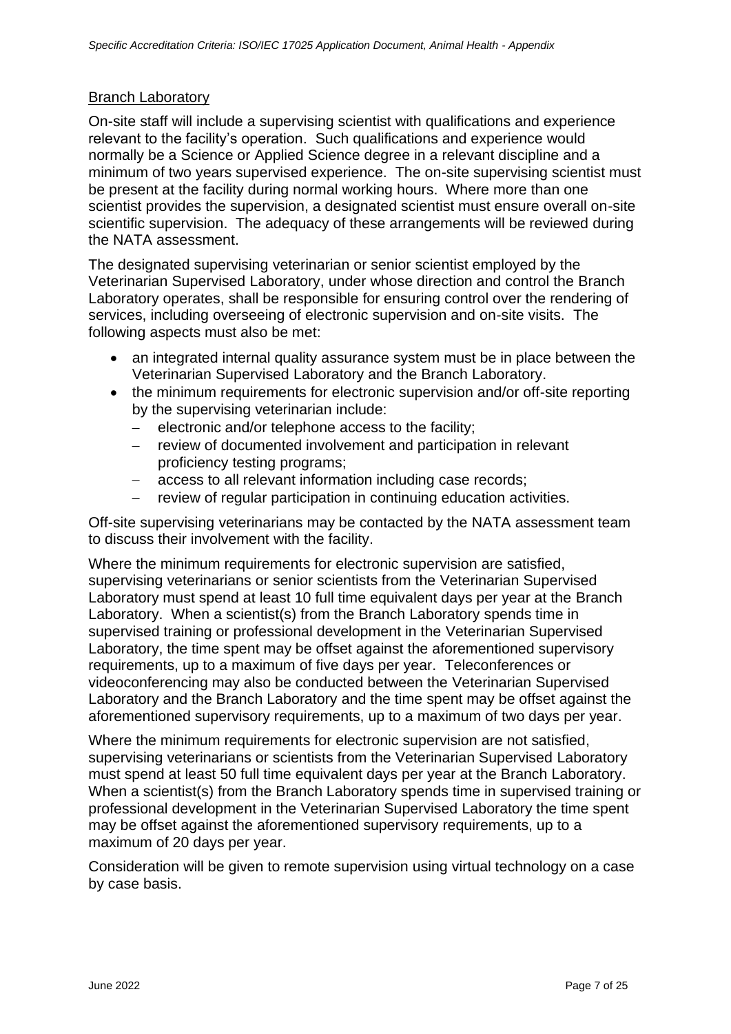## Branch Laboratory

On-site staff will include a supervising scientist with qualifications and experience relevant to the facility's operation. Such qualifications and experience would normally be a Science or Applied Science degree in a relevant discipline and a minimum of two years supervised experience. The on-site supervising scientist must be present at the facility during normal working hours. Where more than one scientist provides the supervision, a designated scientist must ensure overall on-site scientific supervision. The adequacy of these arrangements will be reviewed during the NATA assessment.

The designated supervising veterinarian or senior scientist employed by the Veterinarian Supervised Laboratory, under whose direction and control the Branch Laboratory operates, shall be responsible for ensuring control over the rendering of services, including overseeing of electronic supervision and on-site visits. The following aspects must also be met:

- an integrated internal quality assurance system must be in place between the Veterinarian Supervised Laboratory and the Branch Laboratory.
- the minimum requirements for electronic supervision and/or off-site reporting by the supervising veterinarian include:
  - electronic and/or telephone access to the facility;
  - review of documented involvement and participation in relevant proficiency testing programs;
  - access to all relevant information including case records;
  - review of regular participation in continuing education activities.

Off-site supervising veterinarians may be contacted by the NATA assessment team to discuss their involvement with the facility.

Where the minimum requirements for electronic supervision are satisfied, supervising veterinarians or senior scientists from the Veterinarian Supervised Laboratory must spend at least 10 full time equivalent days per year at the Branch Laboratory. When a scientist(s) from the Branch Laboratory spends time in supervised training or professional development in the Veterinarian Supervised Laboratory, the time spent may be offset against the aforementioned supervisory requirements, up to a maximum of five days per year. Teleconferences or videoconferencing may also be conducted between the Veterinarian Supervised Laboratory and the Branch Laboratory and the time spent may be offset against the aforementioned supervisory requirements, up to a maximum of two days per year.

Where the minimum requirements for electronic supervision are not satisfied, supervising veterinarians or scientists from the Veterinarian Supervised Laboratory must spend at least 50 full time equivalent days per year at the Branch Laboratory. When a scientist(s) from the Branch Laboratory spends time in supervised training or professional development in the Veterinarian Supervised Laboratory the time spent may be offset against the aforementioned supervisory requirements, up to a maximum of 20 days per year.

Consideration will be given to remote supervision using virtual technology on a case by case basis.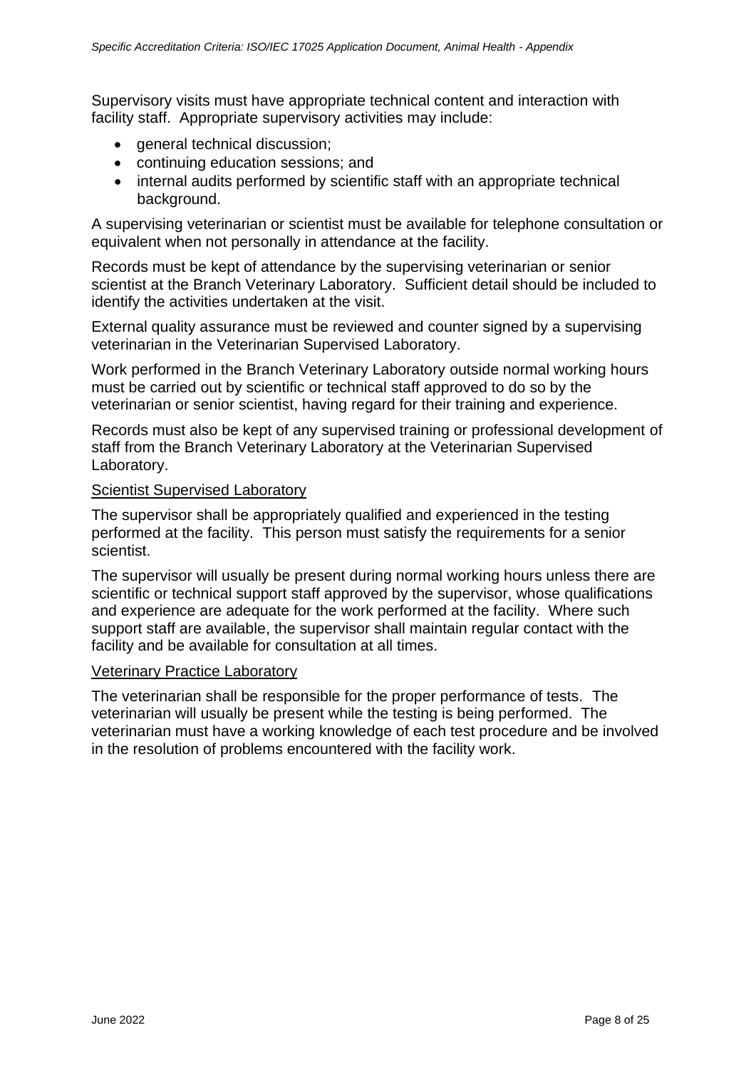Supervisory visits must have appropriate technical content and interaction with facility staff. Appropriate supervisory activities may include:

- general technical discussion;
- continuing education sessions; and
- internal audits performed by scientific staff with an appropriate technical background.

A supervising veterinarian or scientist must be available for telephone consultation or equivalent when not personally in attendance at the facility.

Records must be kept of attendance by the supervising veterinarian or senior scientist at the Branch Veterinary Laboratory. Sufficient detail should be included to identify the activities undertaken at the visit.

External quality assurance must be reviewed and counter signed by a supervising veterinarian in the Veterinarian Supervised Laboratory.

Work performed in the Branch Veterinary Laboratory outside normal working hours must be carried out by scientific or technical staff approved to do so by the veterinarian or senior scientist, having regard for their training and experience.

Records must also be kept of any supervised training or professional development of staff from the Branch Veterinary Laboratory at the Veterinarian Supervised Laboratory.

### Scientist Supervised Laboratory

The supervisor shall be appropriately qualified and experienced in the testing performed at the facility. This person must satisfy the requirements for a senior scientist.

The supervisor will usually be present during normal working hours unless there are scientific or technical support staff approved by the supervisor, whose qualifications and experience are adequate for the work performed at the facility. Where such support staff are available, the supervisor shall maintain regular contact with the facility and be available for consultation at all times.

### Veterinary Practice Laboratory

The veterinarian shall be responsible for the proper performance of tests. The veterinarian will usually be present while the testing is being performed. The veterinarian must have a working knowledge of each test procedure and be involved in the resolution of problems encountered with the facility work.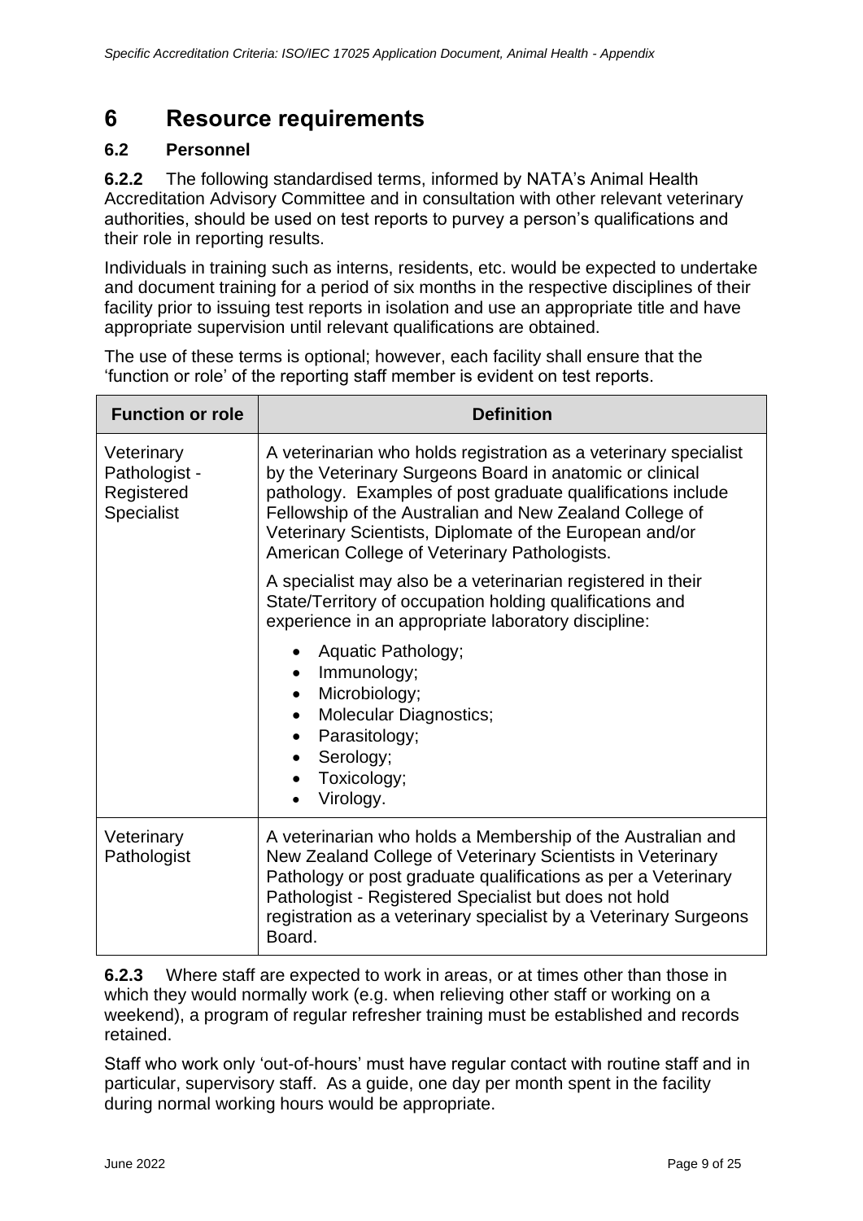# 6 Resource requirements

## 6.2 Personnel

**6.2.2** The following standardised terms, informed by NATA's Animal Health Accreditation Advisory Committee and in consultation with other relevant veterinary authorities, should be used on test reports to purvey a person's qualifications and their role in reporting results.

Individuals in training such as interns, residents, etc. would be expected to undertake and document training for a period of six months in the respective disciplines of their facility prior to issuing test reports in isolation and use an appropriate title and have appropriate supervision until relevant qualifications are obtained.

The use of these terms is optional; however, each facility shall ensure that the 'function or role' of the reporting staff member is evident on test reports.

| Function or role | Definition |
|---|---|
| Veterinary Pathologist - Registered Specialist | A veterinarian who holds registration as a veterinary specialist by the Veterinary Surgeons Board in anatomic or clinical pathology. Examples of post graduate qualifications include Fellowship of the Australian and New Zealand College of Veterinary Scientists, Diplomate of the European and/or American College of Veterinary Pathologists.<br><br>A specialist may also be a veterinarian registered in their State/Territory of occupation holding qualifications and experience in an appropriate laboratory discipline:<br>• Aquatic Pathology;<br>• Immunology;<br>• Microbiology;<br>• Molecular Diagnostics;<br>• Parasitology;<br>• Serology;<br>• Toxicology;<br>• Virology. |
| Veterinary Pathologist | A veterinarian who holds a Membership of the Australian and New Zealand College of Veterinary Scientists in Veterinary Pathology or post graduate qualifications as per a Veterinary Pathologist - Registered Specialist but does not hold registration as a veterinary specialist by a Veterinary Surgeons Board. |

**6.2.3** Where staff are expected to work in areas, or at times other than those in which they would normally work (e.g. when relieving other staff or working on a weekend), a program of regular refresher training must be established and records retained.

Staff who work only 'out-of-hours' must have regular contact with routine staff and in particular, supervisory staff. As a guide, one day per month spent in the facility during normal working hours would be appropriate.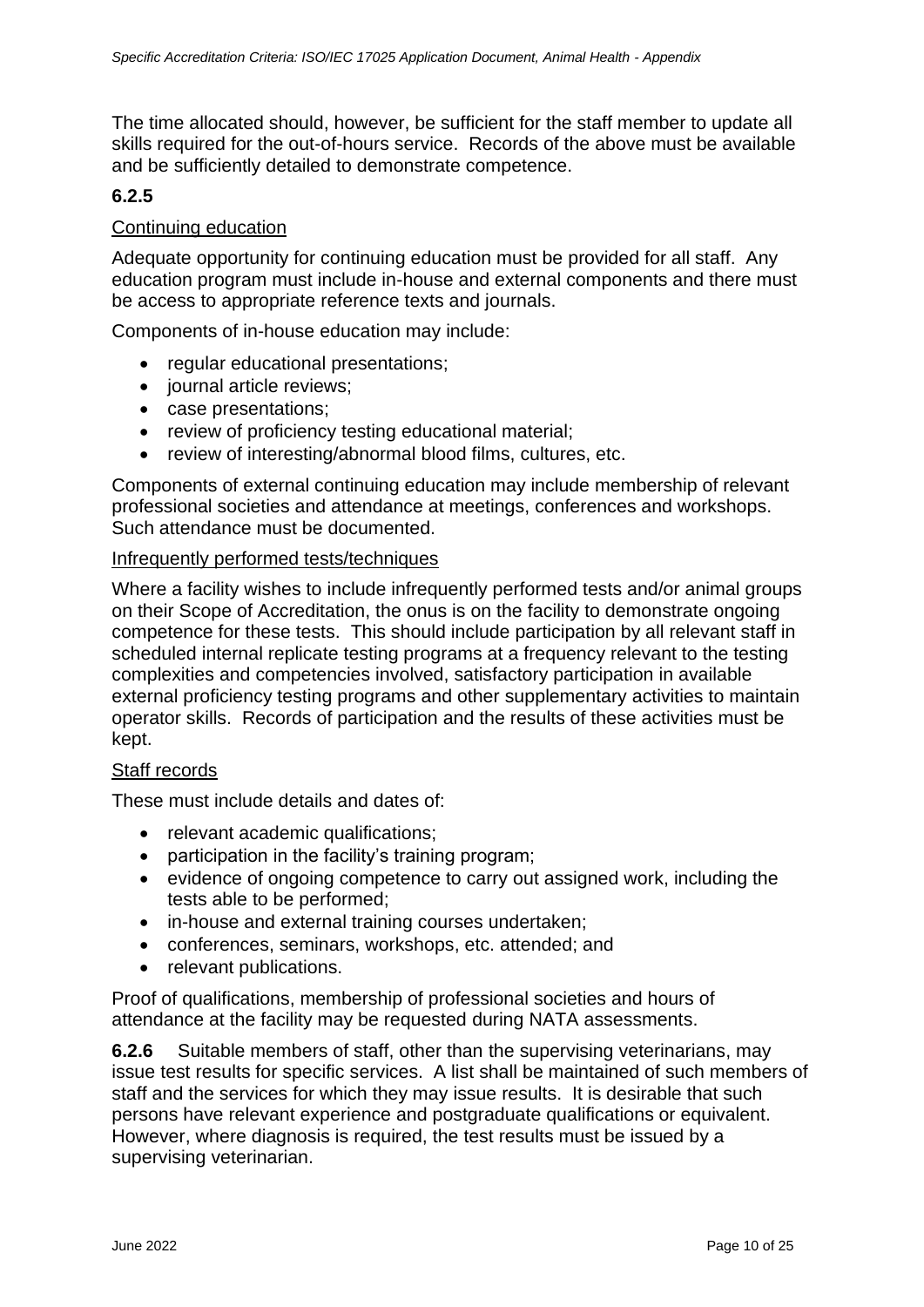The time allocated should, however, be sufficient for the staff member to update all skills required for the out-of-hours service. Records of the above must be available and be sufficiently detailed to demonstrate competence.

**6.2.5**

Continuing education

Adequate opportunity for continuing education must be provided for all staff. Any education program must include in-house and external components and there must be access to appropriate reference texts and journals.

Components of in-house education may include:

- regular educational presentations;
- journal article reviews;
- case presentations;
- review of proficiency testing educational material;
- review of interesting/abnormal blood films, cultures, etc.

Components of external continuing education may include membership of relevant professional societies and attendance at meetings, conferences and workshops. Such attendance must be documented.

Infrequently performed tests/techniques

Where a facility wishes to include infrequently performed tests and/or animal groups on their Scope of Accreditation, the onus is on the facility to demonstrate ongoing competence for these tests. This should include participation by all relevant staff in scheduled internal replicate testing programs at a frequency relevant to the testing complexities and competencies involved, satisfactory participation in available external proficiency testing programs and other supplementary activities to maintain operator skills. Records of participation and the results of these activities must be kept.

Staff records

These must include details and dates of:

- relevant academic qualifications;
- participation in the facility's training program;
- evidence of ongoing competence to carry out assigned work, including the tests able to be performed;
- in-house and external training courses undertaken;
- conferences, seminars, workshops, etc. attended; and
- relevant publications.

Proof of qualifications, membership of professional societies and hours of attendance at the facility may be requested during NATA assessments.

**6.2.6** Suitable members of staff, other than the supervising veterinarians, may issue test results for specific services. A list shall be maintained of such members of staff and the services for which they may issue results. It is desirable that such persons have relevant experience and postgraduate qualifications or equivalent. However, where diagnosis is required, the test results must be issued by a supervising veterinarian.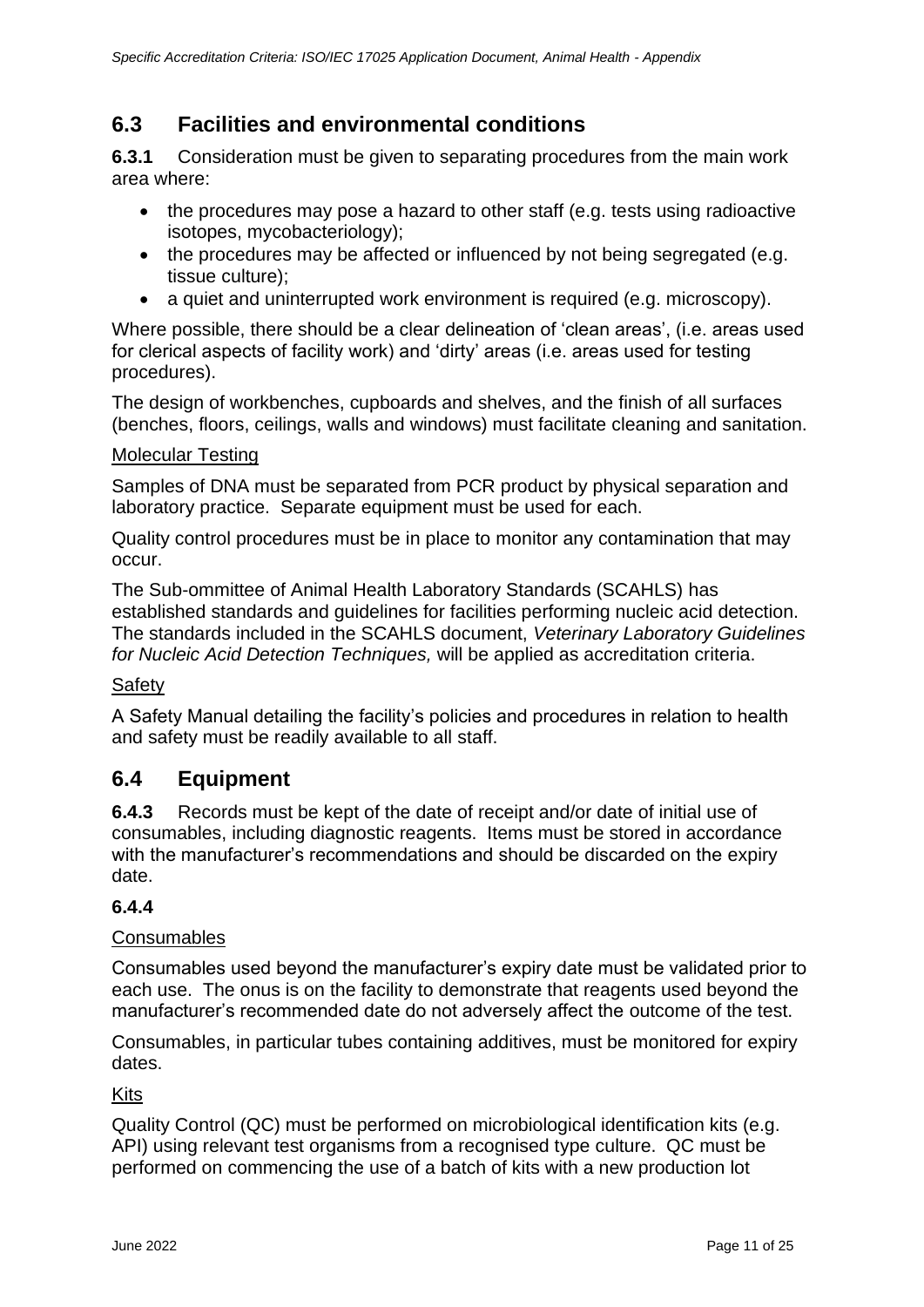## 6.3 Facilities and environmental conditions

**6.3.1** Consideration must be given to separating procedures from the main work area where:

- the procedures may pose a hazard to other staff (e.g. tests using radioactive isotopes, mycobacteriology);
- the procedures may be affected or influenced by not being segregated (e.g. tissue culture);
- a quiet and uninterrupted work environment is required (e.g. microscopy).

Where possible, there should be a clear delineation of 'clean areas', (i.e. areas used for clerical aspects of facility work) and 'dirty' areas (i.e. areas used for testing procedures).

The design of workbenches, cupboards and shelves, and the finish of all surfaces (benches, floors, ceilings, walls and windows) must facilitate cleaning and sanitation.

<u>Molecular Testing</u>

Samples of DNA must be separated from PCR product by physical separation and laboratory practice. Separate equipment must be used for each.

Quality control procedures must be in place to monitor any contamination that may occur.

The Sub-ommittee of Animal Health Laboratory Standards (SCAHLS) has established standards and guidelines for facilities performing nucleic acid detection. The standards included in the SCAHLS document, *Veterinary Laboratory Guidelines for Nucleic Acid Detection Techniques,* will be applied as accreditation criteria.

<u>Safety</u>

A Safety Manual detailing the facility's policies and procedures in relation to health and safety must be readily available to all staff.

## 6.4 Equipment

**6.4.3** Records must be kept of the date of receipt and/or date of initial use of consumables, including diagnostic reagents. Items must be stored in accordance with the manufacturer's recommendations and should be discarded on the expiry date.

**6.4.4**

<u>Consumables</u>

Consumables used beyond the manufacturer's expiry date must be validated prior to each use. The onus is on the facility to demonstrate that reagents used beyond the manufacturer's recommended date do not adversely affect the outcome of the test.

Consumables, in particular tubes containing additives, must be monitored for expiry dates.

<u>Kits</u>

Quality Control (QC) must be performed on microbiological identification kits (e.g. API) using relevant test organisms from a recognised type culture. QC must be performed on commencing the use of a batch of kits with a new production lot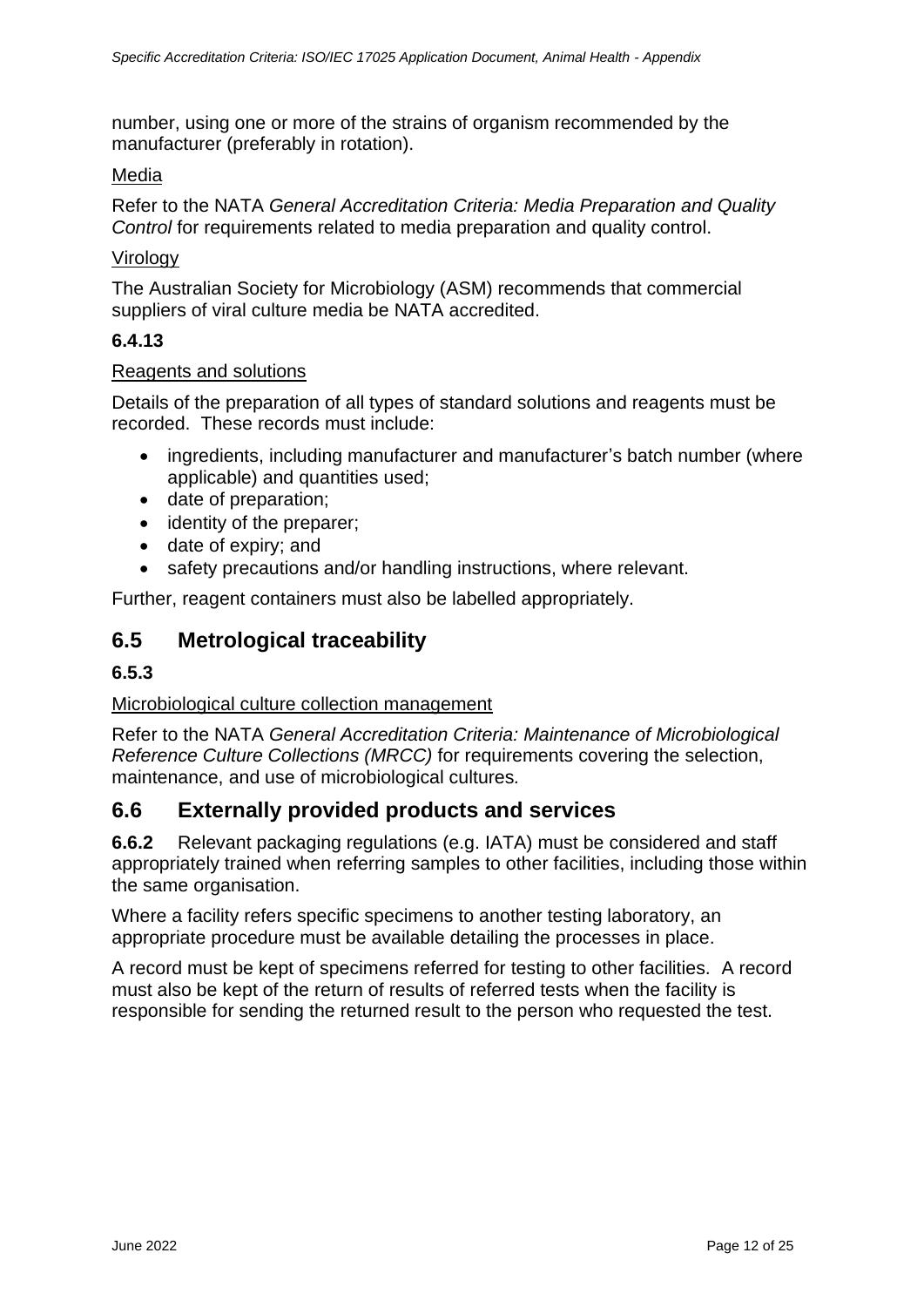number, using one or more of the strains of organism recommended by the manufacturer (preferably in rotation).

Media

Refer to the NATA *General Accreditation Criteria: Media Preparation and Quality Control* for requirements related to media preparation and quality control.

Virology

The Australian Society for Microbiology (ASM) recommends that commercial suppliers of viral culture media be NATA accredited.

#### 6.4.13

Reagents and solutions

Details of the preparation of all types of standard solutions and reagents must be recorded. These records must include:

- ingredients, including manufacturer and manufacturer's batch number (where applicable) and quantities used;
- date of preparation;
- identity of the preparer;
- date of expiry; and
- safety precautions and/or handling instructions, where relevant.

Further, reagent containers must also be labelled appropriately.

## 6.5 Metrological traceability

#### 6.5.3

Microbiological culture collection management

Refer to the NATA *General Accreditation Criteria: Maintenance of Microbiological Reference Culture Collections (MRCC)* for requirements covering the selection, maintenance, and use of microbiological cultures.

## 6.6 Externally provided products and services

**6.6.2** Relevant packaging regulations (e.g. IATA) must be considered and staff appropriately trained when referring samples to other facilities, including those within the same organisation.

Where a facility refers specific specimens to another testing laboratory, an appropriate procedure must be available detailing the processes in place.

A record must be kept of specimens referred for testing to other facilities. A record must also be kept of the return of results of referred tests when the facility is responsible for sending the returned result to the person who requested the test.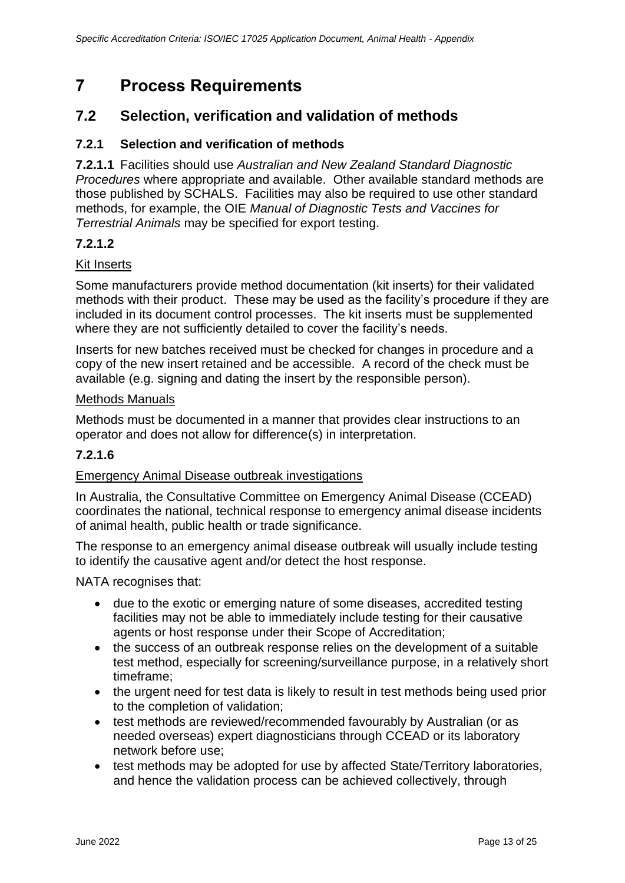# 7 Process Requirements

## 7.2 Selection, verification and validation of methods

### 7.2.1 Selection and verification of methods

**7.2.1.1** Facilities should use *Australian and New Zealand Standard Diagnostic Procedures* where appropriate and available. Other available standard methods are those published by SCHALS. Facilities may also be required to use other standard methods, for example, the OIE *Manual of Diagnostic Tests and Vaccines for Terrestrial Animals* may be specified for export testing.

**7.2.1.2**

Kit Inserts

Some manufacturers provide method documentation (kit inserts) for their validated methods with their product. These may be used as the facility's procedure if they are included in its document control processes. The kit inserts must be supplemented where they are not sufficiently detailed to cover the facility's needs.

Inserts for new batches received must be checked for changes in procedure and a copy of the new insert retained and be accessible. A record of the check must be available (e.g. signing and dating the insert by the responsible person).

Methods Manuals

Methods must be documented in a manner that provides clear instructions to an operator and does not allow for difference(s) in interpretation.

**7.2.1.6**

Emergency Animal Disease outbreak investigations

In Australia, the Consultative Committee on Emergency Animal Disease (CCEAD) coordinates the national, technical response to emergency animal disease incidents of animal health, public health or trade significance.

The response to an emergency animal disease outbreak will usually include testing to identify the causative agent and/or detect the host response.

NATA recognises that:

- due to the exotic or emerging nature of some diseases, accredited testing facilities may not be able to immediately include testing for their causative agents or host response under their Scope of Accreditation;
- the success of an outbreak response relies on the development of a suitable test method, especially for screening/surveillance purpose, in a relatively short timeframe;
- the urgent need for test data is likely to result in test methods being used prior to the completion of validation;
- test methods are reviewed/recommended favourably by Australian (or as needed overseas) expert diagnosticians through CCEAD or its laboratory network before use;
- test methods may be adopted for use by affected State/Territory laboratories, and hence the validation process can be achieved collectively, through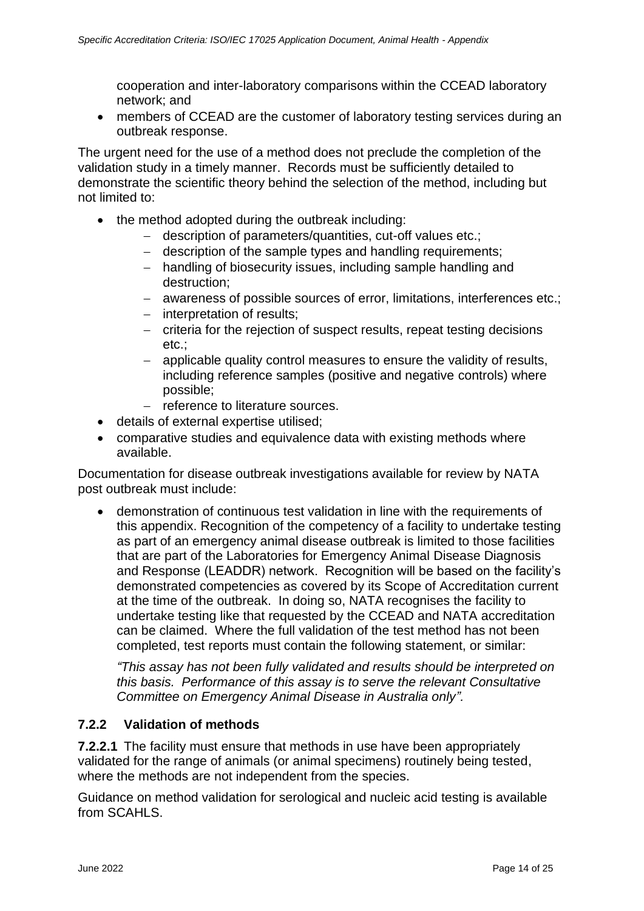cooperation and inter-laboratory comparisons within the CCEAD laboratory network; and

- members of CCEAD are the customer of laboratory testing services during an outbreak response.

The urgent need for the use of a method does not preclude the completion of the validation study in a timely manner. Records must be sufficiently detailed to demonstrate the scientific theory behind the selection of the method, including but not limited to:

- the method adopted during the outbreak including:
  - description of parameters/quantities, cut-off values etc.;
  - description of the sample types and handling requirements;
  - handling of biosecurity issues, including sample handling and destruction;
  - awareness of possible sources of error, limitations, interferences etc.;
  - interpretation of results;
  - criteria for the rejection of suspect results, repeat testing decisions etc.;
  - applicable quality control measures to ensure the validity of results, including reference samples (positive and negative controls) where possible;
  - reference to literature sources.
- details of external expertise utilised;
- comparative studies and equivalence data with existing methods where available.

Documentation for disease outbreak investigations available for review by NATA post outbreak must include:

- demonstration of continuous test validation in line with the requirements of this appendix. Recognition of the competency of a facility to undertake testing as part of an emergency animal disease outbreak is limited to those facilities that are part of the Laboratories for Emergency Animal Disease Diagnosis and Response (LEADDR) network. Recognition will be based on the facility's demonstrated competencies as covered by its Scope of Accreditation current at the time of the outbreak. In doing so, NATA recognises the facility to undertake testing like that requested by the CCEAD and NATA accreditation can be claimed. Where the full validation of the test method has not been completed, test reports must contain the following statement, or similar:

  *"This assay has not been fully validated and results should be interpreted on this basis. Performance of this assay is to serve the relevant Consultative Committee on Emergency Animal Disease in Australia only".*

### 7.2.2 Validation of methods

**7.2.2.1** The facility must ensure that methods in use have been appropriately validated for the range of animals (or animal specimens) routinely being tested, where the methods are not independent from the species.

Guidance on method validation for serological and nucleic acid testing is available from SCAHLS.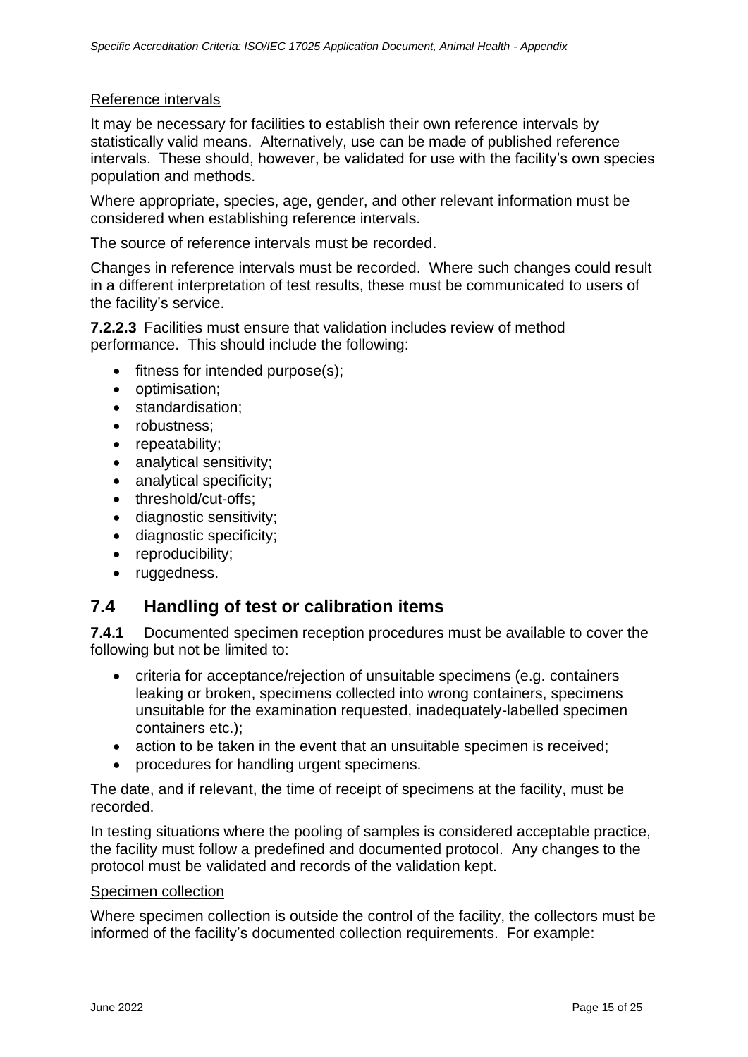Reference intervals

It may be necessary for facilities to establish their own reference intervals by statistically valid means. Alternatively, use can be made of published reference intervals. These should, however, be validated for use with the facility's own species population and methods.

Where appropriate, species, age, gender, and other relevant information must be considered when establishing reference intervals.

The source of reference intervals must be recorded.

Changes in reference intervals must be recorded. Where such changes could result in a different interpretation of test results, these must be communicated to users of the facility's service.

**7.2.2.3** Facilities must ensure that validation includes review of method performance. This should include the following:

- fitness for intended purpose(s);
- optimisation;
- standardisation;
- robustness;
- repeatability;
- analytical sensitivity;
- analytical specificity;
- threshold/cut-offs;
- diagnostic sensitivity;
- diagnostic specificity;
- reproducibility;
- ruggedness.

## 7.4 Handling of test or calibration items

**7.4.1** Documented specimen reception procedures must be available to cover the following but not be limited to:

- criteria for acceptance/rejection of unsuitable specimens (e.g. containers leaking or broken, specimens collected into wrong containers, specimens unsuitable for the examination requested, inadequately-labelled specimen containers etc.);
- action to be taken in the event that an unsuitable specimen is received;
- procedures for handling urgent specimens.

The date, and if relevant, the time of receipt of specimens at the facility, must be recorded.

In testing situations where the pooling of samples is considered acceptable practice, the facility must follow a predefined and documented protocol. Any changes to the protocol must be validated and records of the validation kept.

Specimen collection

Where specimen collection is outside the control of the facility, the collectors must be informed of the facility's documented collection requirements. For example: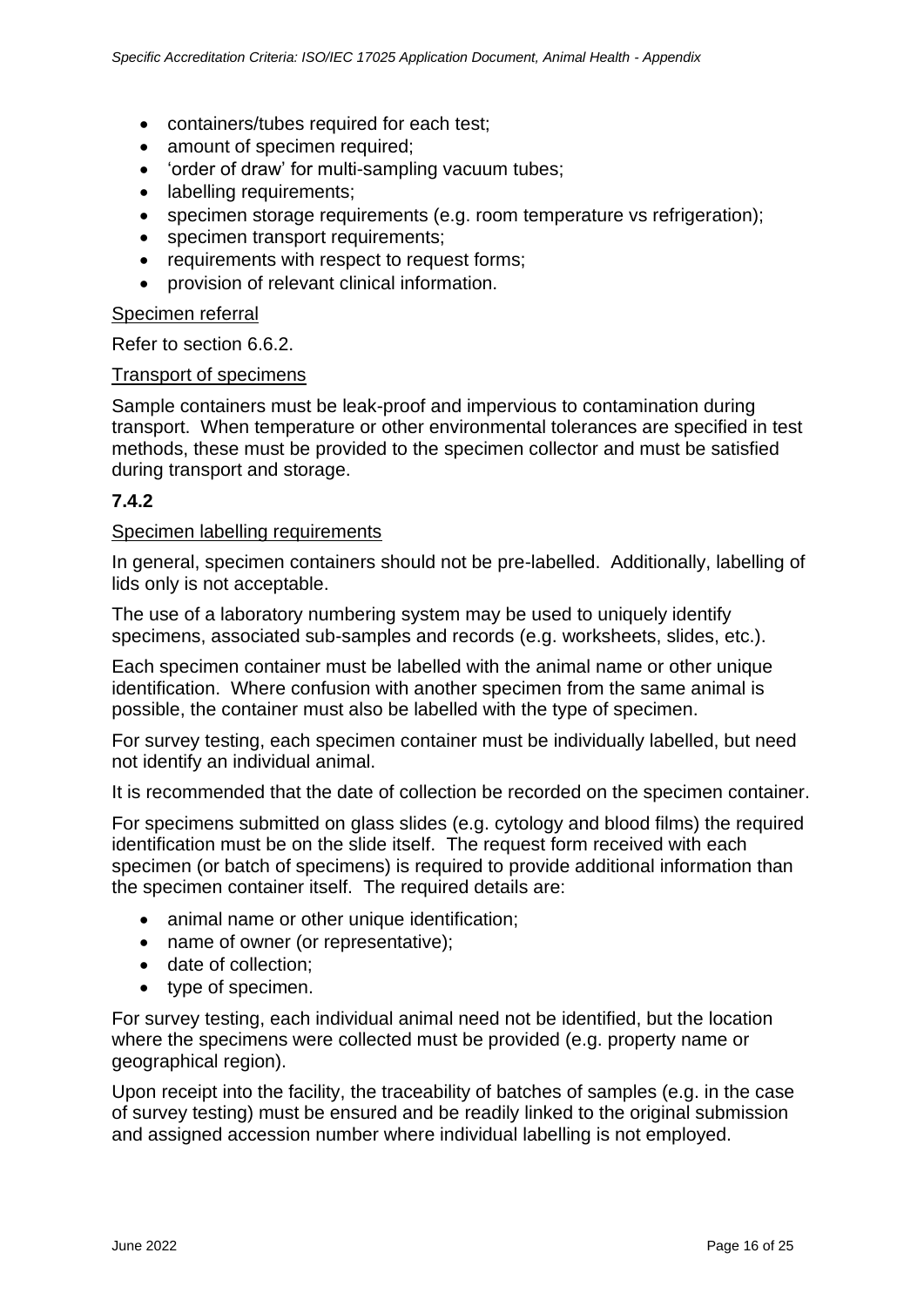- containers/tubes required for each test;
- amount of specimen required;
- 'order of draw' for multi-sampling vacuum tubes;
- labelling requirements;
- specimen storage requirements (e.g. room temperature vs refrigeration);
- specimen transport requirements;
- requirements with respect to request forms;
- provision of relevant clinical information.

Specimen referral

Refer to section 6.6.2.

Transport of specimens

Sample containers must be leak-proof and impervious to contamination during transport. When temperature or other environmental tolerances are specified in test methods, these must be provided to the specimen collector and must be satisfied during transport and storage.

**7.4.2**

Specimen labelling requirements

In general, specimen containers should not be pre-labelled. Additionally, labelling of lids only is not acceptable.

The use of a laboratory numbering system may be used to uniquely identify specimens, associated sub-samples and records (e.g. worksheets, slides, etc.).

Each specimen container must be labelled with the animal name or other unique identification. Where confusion with another specimen from the same animal is possible, the container must also be labelled with the type of specimen.

For survey testing, each specimen container must be individually labelled, but need not identify an individual animal.

It is recommended that the date of collection be recorded on the specimen container.

For specimens submitted on glass slides (e.g. cytology and blood films) the required identification must be on the slide itself. The request form received with each specimen (or batch of specimens) is required to provide additional information than the specimen container itself. The required details are:

- animal name or other unique identification;
- name of owner (or representative);
- date of collection;
- type of specimen.

For survey testing, each individual animal need not be identified, but the location where the specimens were collected must be provided (e.g. property name or geographical region).

Upon receipt into the facility, the traceability of batches of samples (e.g. in the case of survey testing) must be ensured and be readily linked to the original submission and assigned accession number where individual labelling is not employed.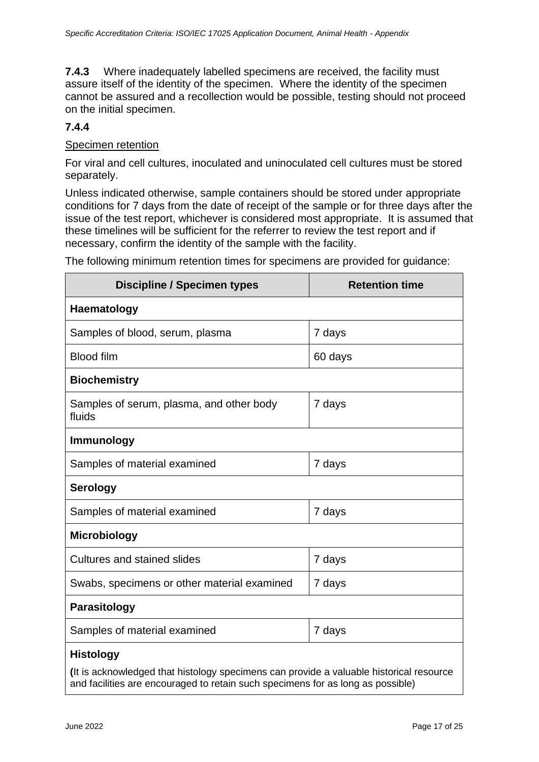**7.4.3** Where inadequately labelled specimens are received, the facility must assure itself of the identity of the specimen. Where the identity of the specimen cannot be assured and a recollection would be possible, testing should not proceed on the initial specimen.

**7.4.4**

<u>Specimen retention</u>

For viral and cell cultures, inoculated and uninoculated cell cultures must be stored separately.

Unless indicated otherwise, sample containers should be stored under appropriate conditions for 7 days from the date of receipt of the sample or for three days after the issue of the test report, whichever is considered most appropriate. It is assumed that these timelines will be sufficient for the referrer to review the test report and if necessary, confirm the identity of the sample with the facility.

The following minimum retention times for specimens are provided for guidance:

| Discipline / Specimen types | Retention time |
|---|---|
| **Haematology** | |
| Samples of blood, serum, plasma | 7 days |
| Blood film | 60 days |
| **Biochemistry** | |
| Samples of serum, plasma, and other body fluids | 7 days |
| **Immunology** | |
| Samples of material examined | 7 days |
| **Serology** | |
| Samples of material examined | 7 days |
| **Microbiology** | |
| Cultures and stained slides | 7 days |
| Swabs, specimens or other material examined | 7 days |
| **Parasitology** | |
| Samples of material examined | 7 days |
| **Histology** (It is acknowledged that histology specimens can provide a valuable historical resource and facilities are encouraged to retain such specimens for as long as possible) | |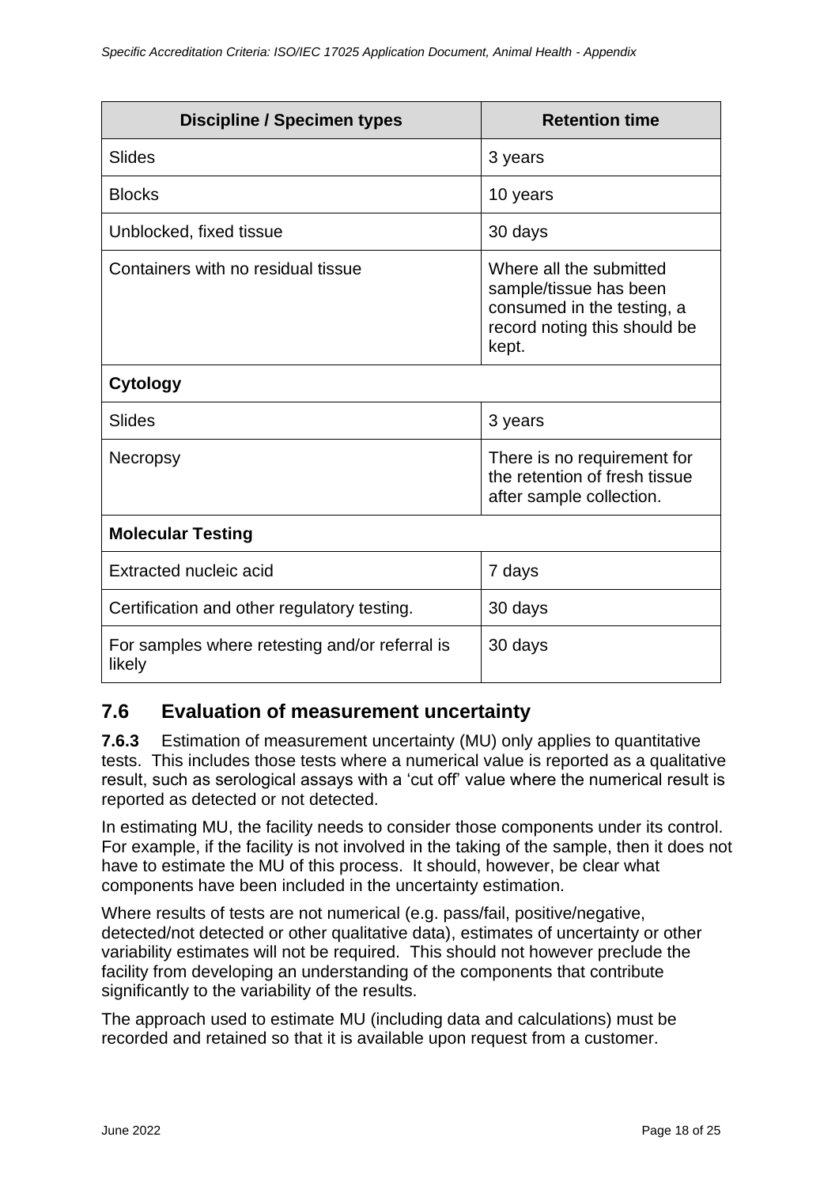| Discipline / Specimen types | Retention time |
| --- | --- |
| Slides | 3 years |
| Blocks | 10 years |
| Unblocked, fixed tissue | 30 days |
| Containers with no residual tissue | Where all the submitted sample/tissue has been consumed in the testing, a record noting this should be kept. |
| **Cytology** | |
| Slides | 3 years |
| Necropsy | There is no requirement for the retention of fresh tissue after sample collection. |
| **Molecular Testing** | |
| Extracted nucleic acid | 7 days |
| Certification and other regulatory testing. | 30 days |
| For samples where retesting and/or referral is likely | 30 days |

## 7.6 Evaluation of measurement uncertainty

**7.6.3** Estimation of measurement uncertainty (MU) only applies to quantitative tests. This includes those tests where a numerical value is reported as a qualitative result, such as serological assays with a 'cut off' value where the numerical result is reported as detected or not detected.

In estimating MU, the facility needs to consider those components under its control. For example, if the facility is not involved in the taking of the sample, then it does not have to estimate the MU of this process. It should, however, be clear what components have been included in the uncertainty estimation.

Where results of tests are not numerical (e.g. pass/fail, positive/negative, detected/not detected or other qualitative data), estimates of uncertainty or other variability estimates will not be required. This should not however preclude the facility from developing an understanding of the components that contribute significantly to the variability of the results.

The approach used to estimate MU (including data and calculations) must be recorded and retained so that it is available upon request from a customer.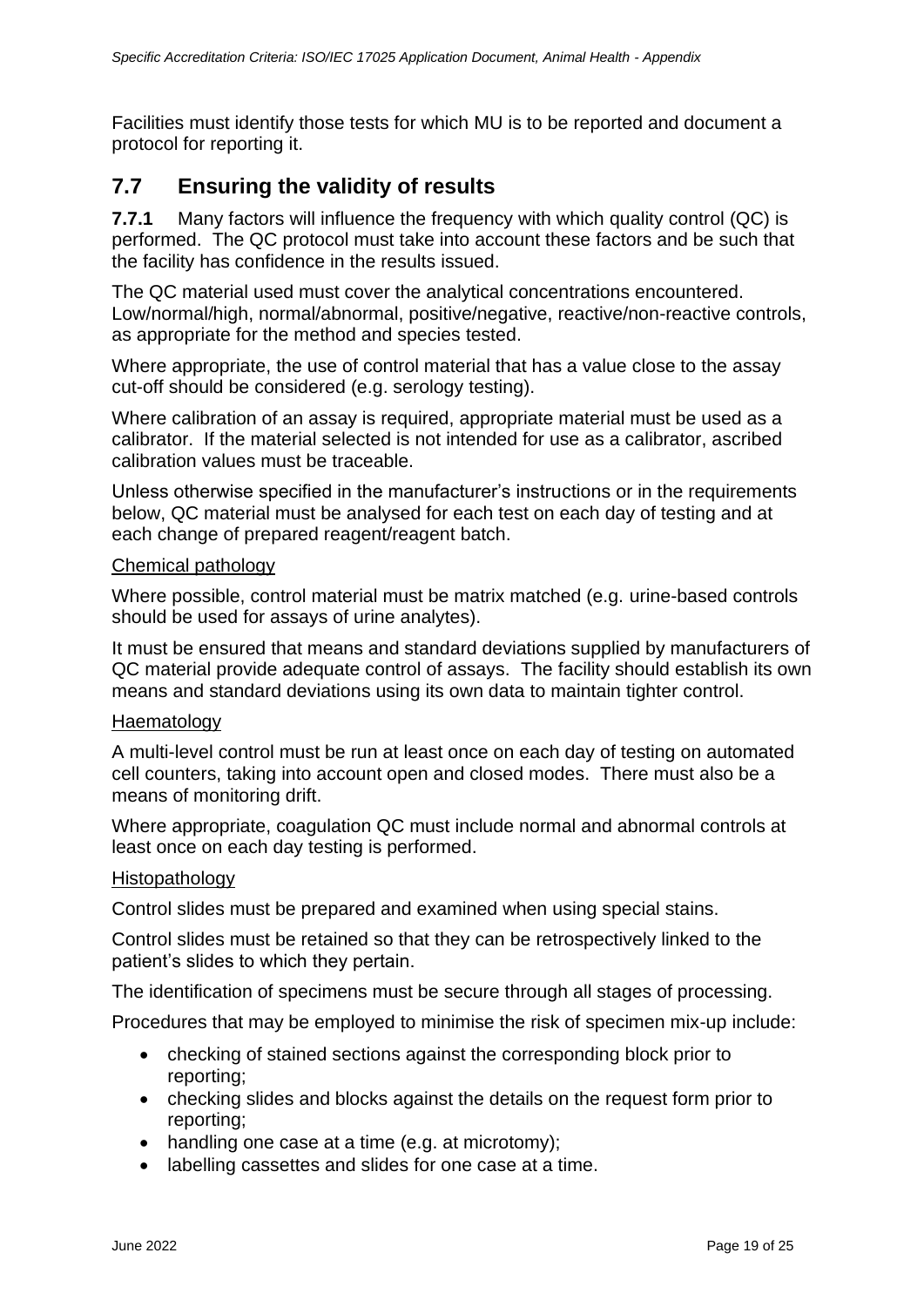Facilities must identify those tests for which MU is to be reported and document a protocol for reporting it.

## 7.7 Ensuring the validity of results

**7.7.1** Many factors will influence the frequency with which quality control (QC) is performed. The QC protocol must take into account these factors and be such that the facility has confidence in the results issued.

The QC material used must cover the analytical concentrations encountered. Low/normal/high, normal/abnormal, positive/negative, reactive/non-reactive controls, as appropriate for the method and species tested.

Where appropriate, the use of control material that has a value close to the assay cut-off should be considered (e.g. serology testing).

Where calibration of an assay is required, appropriate material must be used as a calibrator. If the material selected is not intended for use as a calibrator, ascribed calibration values must be traceable.

Unless otherwise specified in the manufacturer's instructions or in the requirements below, QC material must be analysed for each test on each day of testing and at each change of prepared reagent/reagent batch.

<u>Chemical pathology</u>

Where possible, control material must be matrix matched (e.g. urine-based controls should be used for assays of urine analytes).

It must be ensured that means and standard deviations supplied by manufacturers of QC material provide adequate control of assays. The facility should establish its own means and standard deviations using its own data to maintain tighter control.

<u>Haematology</u>

A multi-level control must be run at least once on each day of testing on automated cell counters, taking into account open and closed modes. There must also be a means of monitoring drift.

Where appropriate, coagulation QC must include normal and abnormal controls at least once on each day testing is performed.

<u>Histopathology</u>

Control slides must be prepared and examined when using special stains.

Control slides must be retained so that they can be retrospectively linked to the patient's slides to which they pertain.

The identification of specimens must be secure through all stages of processing.

Procedures that may be employed to minimise the risk of specimen mix-up include:

- checking of stained sections against the corresponding block prior to reporting;
- checking slides and blocks against the details on the request form prior to reporting;
- handling one case at a time (e.g. at microtomy);
- labelling cassettes and slides for one case at a time.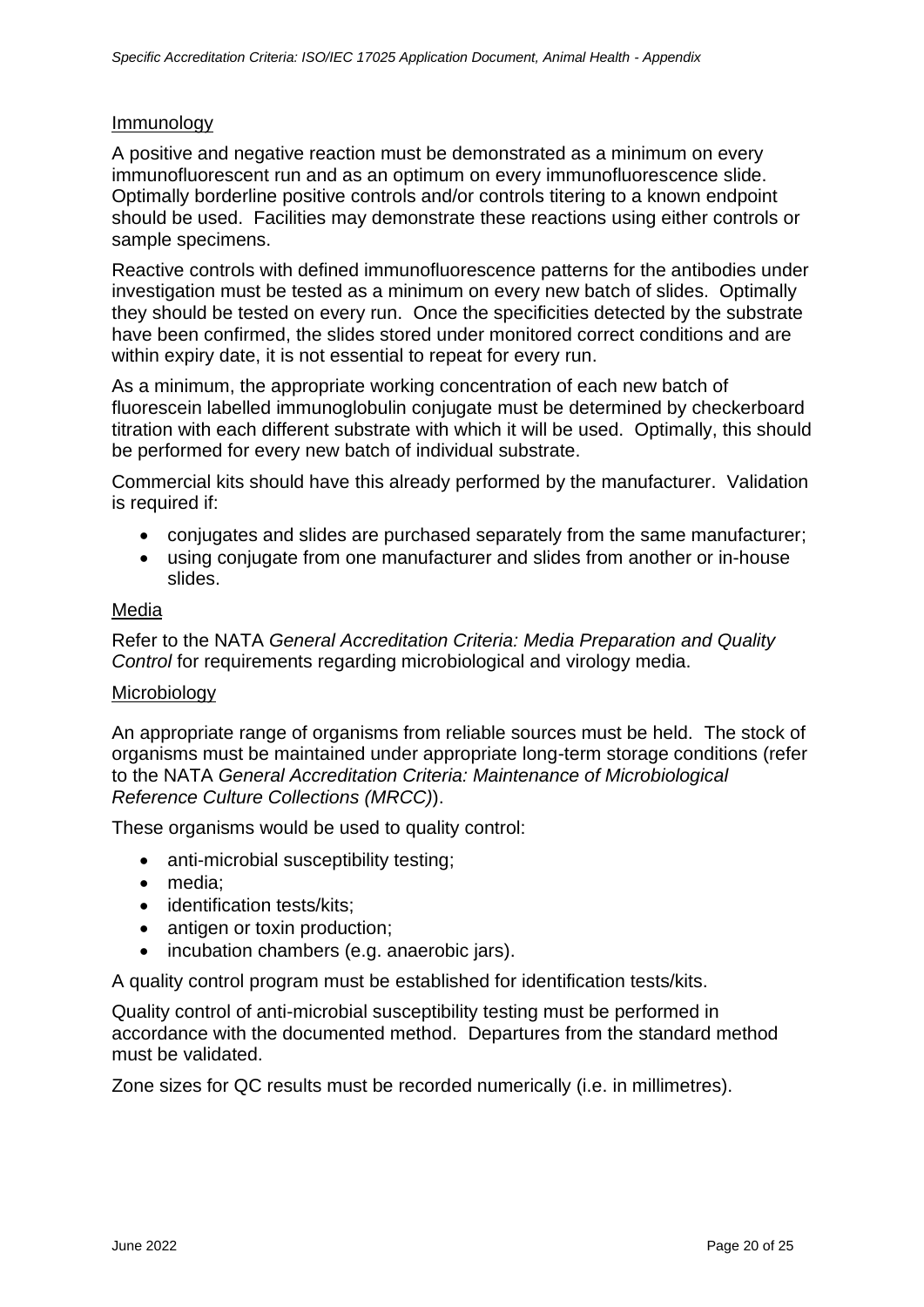### Immunology

A positive and negative reaction must be demonstrated as a minimum on every immunofluorescent run and as an optimum on every immunofluorescence slide. Optimally borderline positive controls and/or controls titering to a known endpoint should be used. Facilities may demonstrate these reactions using either controls or sample specimens.

Reactive controls with defined immunofluorescence patterns for the antibodies under investigation must be tested as a minimum on every new batch of slides. Optimally they should be tested on every run. Once the specificities detected by the substrate have been confirmed, the slides stored under monitored correct conditions and are within expiry date, it is not essential to repeat for every run.

As a minimum, the appropriate working concentration of each new batch of fluorescein labelled immunoglobulin conjugate must be determined by checkerboard titration with each different substrate with which it will be used. Optimally, this should be performed for every new batch of individual substrate.

Commercial kits should have this already performed by the manufacturer. Validation is required if:

- conjugates and slides are purchased separately from the same manufacturer;
- using conjugate from one manufacturer and slides from another or in-house slides.

### Media

Refer to the NATA *General Accreditation Criteria: Media Preparation and Quality Control* for requirements regarding microbiological and virology media.

### Microbiology

An appropriate range of organisms from reliable sources must be held. The stock of organisms must be maintained under appropriate long-term storage conditions (refer to the NATA *General Accreditation Criteria: Maintenance of Microbiological Reference Culture Collections (MRCC)*).

These organisms would be used to quality control:

- anti-microbial susceptibility testing;
- media;
- identification tests/kits;
- antigen or toxin production;
- incubation chambers (e.g. anaerobic jars).

A quality control program must be established for identification tests/kits.

Quality control of anti-microbial susceptibility testing must be performed in accordance with the documented method. Departures from the standard method must be validated.

Zone sizes for QC results must be recorded numerically (i.e. in millimetres).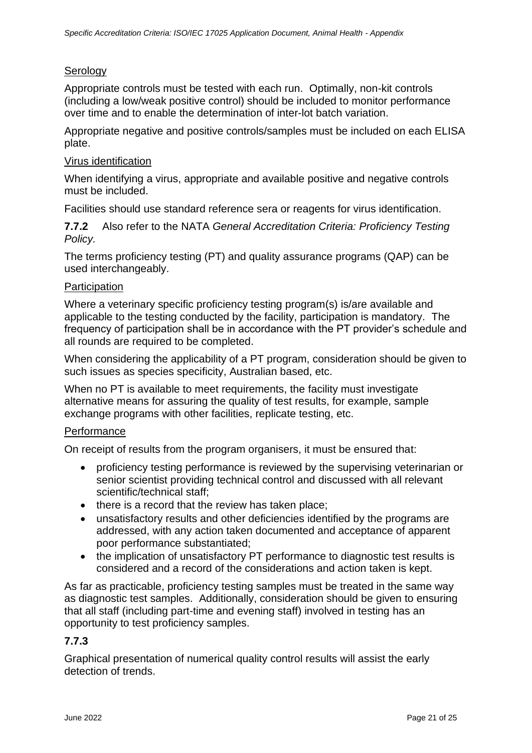Serology

Appropriate controls must be tested with each run. Optimally, non-kit controls (including a low/weak positive control) should be included to monitor performance over time and to enable the determination of inter-lot batch variation.

Appropriate negative and positive controls/samples must be included on each ELISA plate.

Virus identification

When identifying a virus, appropriate and available positive and negative controls must be included.

Facilities should use standard reference sera or reagents for virus identification.

**7.7.2** Also refer to the NATA *General Accreditation Criteria: Proficiency Testing Policy.*

The terms proficiency testing (PT) and quality assurance programs (QAP) can be used interchangeably.

Participation

Where a veterinary specific proficiency testing program(s) is/are available and applicable to the testing conducted by the facility, participation is mandatory. The frequency of participation shall be in accordance with the PT provider's schedule and all rounds are required to be completed.

When considering the applicability of a PT program, consideration should be given to such issues as species specificity, Australian based, etc.

When no PT is available to meet requirements, the facility must investigate alternative means for assuring the quality of test results, for example, sample exchange programs with other facilities, replicate testing, etc.

Performance

On receipt of results from the program organisers, it must be ensured that:

- proficiency testing performance is reviewed by the supervising veterinarian or senior scientist providing technical control and discussed with all relevant scientific/technical staff;
- there is a record that the review has taken place;
- unsatisfactory results and other deficiencies identified by the programs are addressed, with any action taken documented and acceptance of apparent poor performance substantiated;
- the implication of unsatisfactory PT performance to diagnostic test results is considered and a record of the considerations and action taken is kept.

As far as practicable, proficiency testing samples must be treated in the same way as diagnostic test samples. Additionally, consideration should be given to ensuring that all staff (including part-time and evening staff) involved in testing has an opportunity to test proficiency samples.

**7.7.3**

Graphical presentation of numerical quality control results will assist the early detection of trends.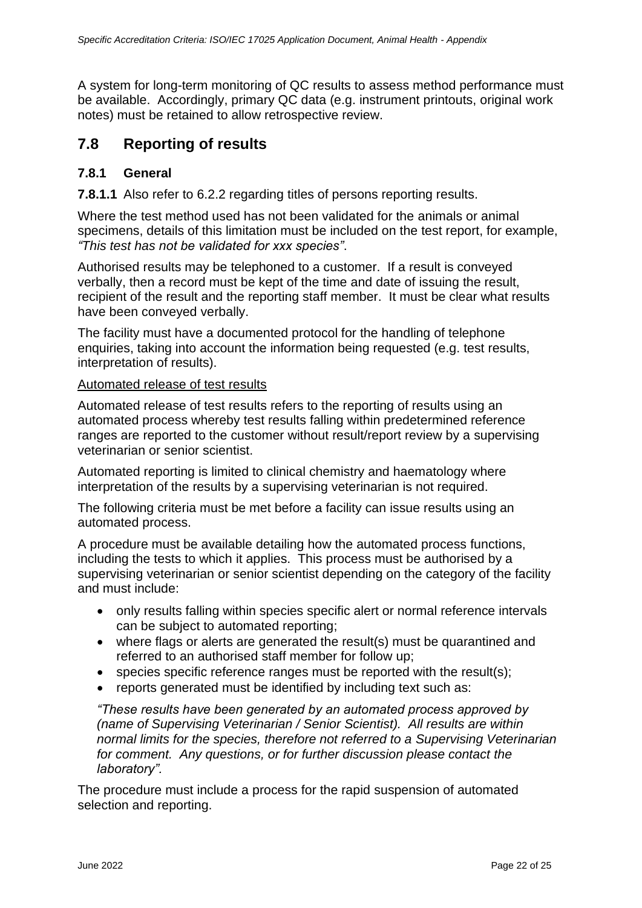A system for long-term monitoring of QC results to assess method performance must be available. Accordingly, primary QC data (e.g. instrument printouts, original work notes) must be retained to allow retrospective review.

## 7.8 Reporting of results

### 7.8.1 General

**7.8.1.1** Also refer to 6.2.2 regarding titles of persons reporting results.

Where the test method used has not been validated for the animals or animal specimens, details of this limitation must be included on the test report, for example, *"This test has not be validated for xxx species"*.

Authorised results may be telephoned to a customer. If a result is conveyed verbally, then a record must be kept of the time and date of issuing the result, recipient of the result and the reporting staff member. It must be clear what results have been conveyed verbally.

The facility must have a documented protocol for the handling of telephone enquiries, taking into account the information being requested (e.g. test results, interpretation of results).

<u>Automated release of test results</u>

Automated release of test results refers to the reporting of results using an automated process whereby test results falling within predetermined reference ranges are reported to the customer without result/report review by a supervising veterinarian or senior scientist.

Automated reporting is limited to clinical chemistry and haematology where interpretation of the results by a supervising veterinarian is not required.

The following criteria must be met before a facility can issue results using an automated process.

A procedure must be available detailing how the automated process functions, including the tests to which it applies. This process must be authorised by a supervising veterinarian or senior scientist depending on the category of the facility and must include:

- only results falling within species specific alert or normal reference intervals can be subject to automated reporting;
- where flags or alerts are generated the result(s) must be quarantined and referred to an authorised staff member for follow up;
- species specific reference ranges must be reported with the result(s);
- reports generated must be identified by including text such as:

  *"These results have been generated by an automated process approved by (name of Supervising Veterinarian / Senior Scientist). All results are within normal limits for the species, therefore not referred to a Supervising Veterinarian for comment. Any questions, or for further discussion please contact the laboratory".*

The procedure must include a process for the rapid suspension of automated selection and reporting.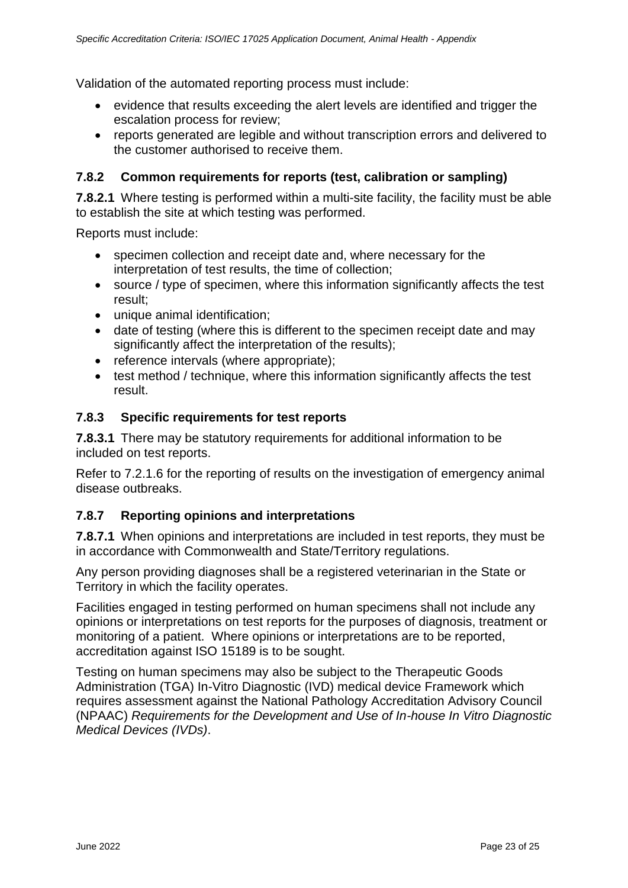Validation of the automated reporting process must include:

- evidence that results exceeding the alert levels are identified and trigger the escalation process for review;
- reports generated are legible and without transcription errors and delivered to the customer authorised to receive them.

### 7.8.2 Common requirements for reports (test, calibration or sampling)

**7.8.2.1** Where testing is performed within a multi-site facility, the facility must be able to establish the site at which testing was performed.

Reports must include:

- specimen collection and receipt date and, where necessary for the interpretation of test results, the time of collection;
- source / type of specimen, where this information significantly affects the test result;
- unique animal identification;
- date of testing (where this is different to the specimen receipt date and may significantly affect the interpretation of the results);
- reference intervals (where appropriate);
- test method / technique, where this information significantly affects the test result.

### 7.8.3 Specific requirements for test reports

**7.8.3.1** There may be statutory requirements for additional information to be included on test reports.

Refer to 7.2.1.6 for the reporting of results on the investigation of emergency animal disease outbreaks.

### 7.8.7 Reporting opinions and interpretations

**7.8.7.1** When opinions and interpretations are included in test reports, they must be in accordance with Commonwealth and State/Territory regulations.

Any person providing diagnoses shall be a registered veterinarian in the State or Territory in which the facility operates.

Facilities engaged in testing performed on human specimens shall not include any opinions or interpretations on test reports for the purposes of diagnosis, treatment or monitoring of a patient. Where opinions or interpretations are to be reported, accreditation against ISO 15189 is to be sought.

Testing on human specimens may also be subject to the Therapeutic Goods Administration (TGA) In-Vitro Diagnostic (IVD) medical device Framework which requires assessment against the National Pathology Accreditation Advisory Council (NPAAC) *Requirements for the Development and Use of In-house In Vitro Diagnostic Medical Devices (IVDs)*.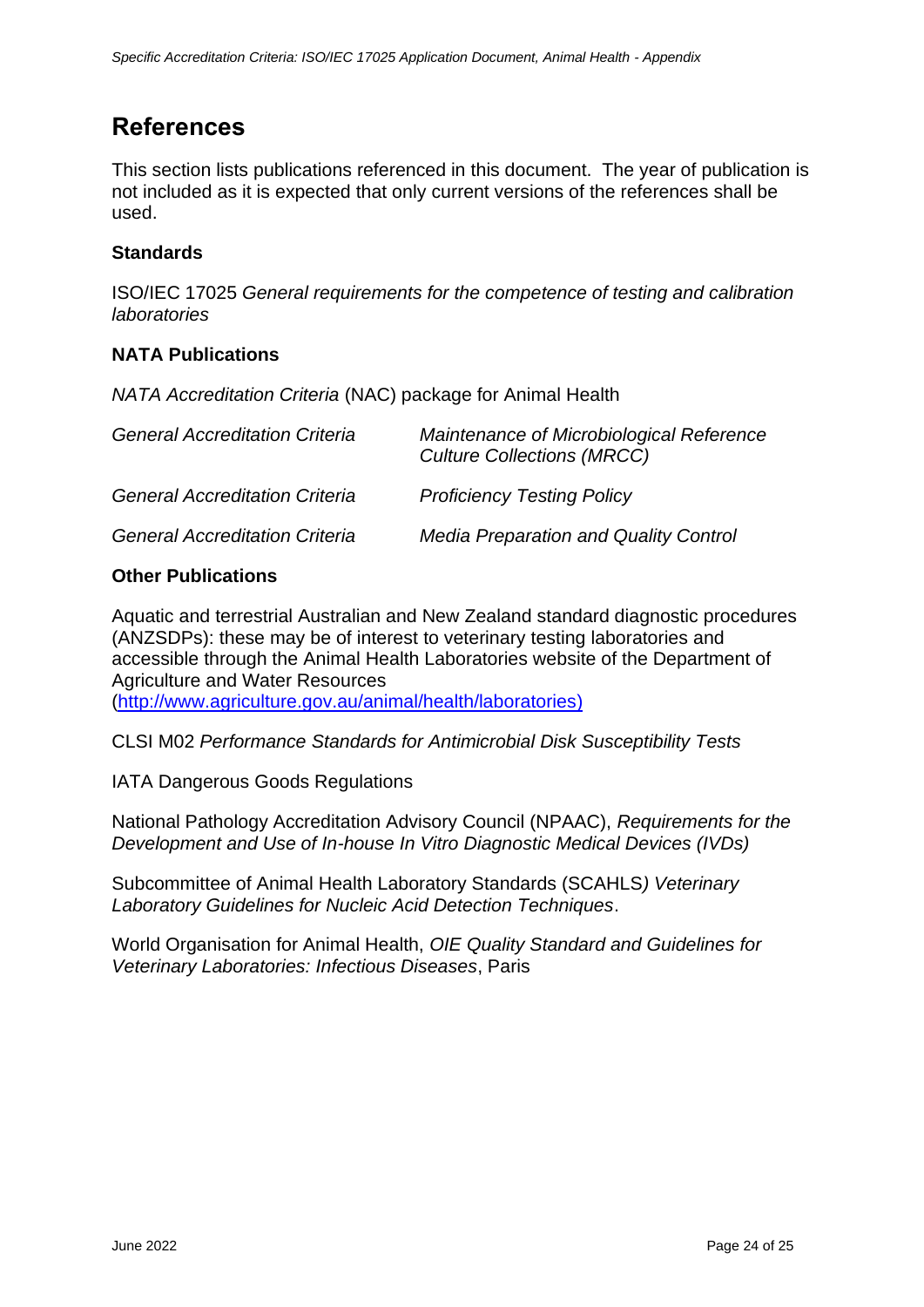# References

This section lists publications referenced in this document. The year of publication is not included as it is expected that only current versions of the references shall be used.

### Standards

ISO/IEC 17025 *General requirements for the competence of testing and calibration laboratories*

### NATA Publications

*NATA Accreditation Criteria* (NAC) package for Animal Health

| | |
|---|---|
| *General Accreditation Criteria* | *Maintenance of Microbiological Reference Culture Collections (MRCC)* |
| *General Accreditation Criteria* | *Proficiency Testing Policy* |
| *General Accreditation Criteria* | *Media Preparation and Quality Control* |

### Other Publications

Aquatic and terrestrial Australian and New Zealand standard diagnostic procedures (ANZSDPs): these may be of interest to veterinary testing laboratories and accessible through the Animal Health Laboratories website of the Department of Agriculture and Water Resources (http://www.agriculture.gov.au/animal/health/laboratories)

CLSI M02 *Performance Standards for Antimicrobial Disk Susceptibility Tests*

IATA Dangerous Goods Regulations

National Pathology Accreditation Advisory Council (NPAAC), *Requirements for the Development and Use of In-house In Vitro Diagnostic Medical Devices (IVDs)*

Subcommittee of Animal Health Laboratory Standards (SCAHLS) *Veterinary Laboratory Guidelines for Nucleic Acid Detection Techniques*.

World Organisation for Animal Health, *OIE Quality Standard and Guidelines for Veterinary Laboratories: Infectious Diseases*, Paris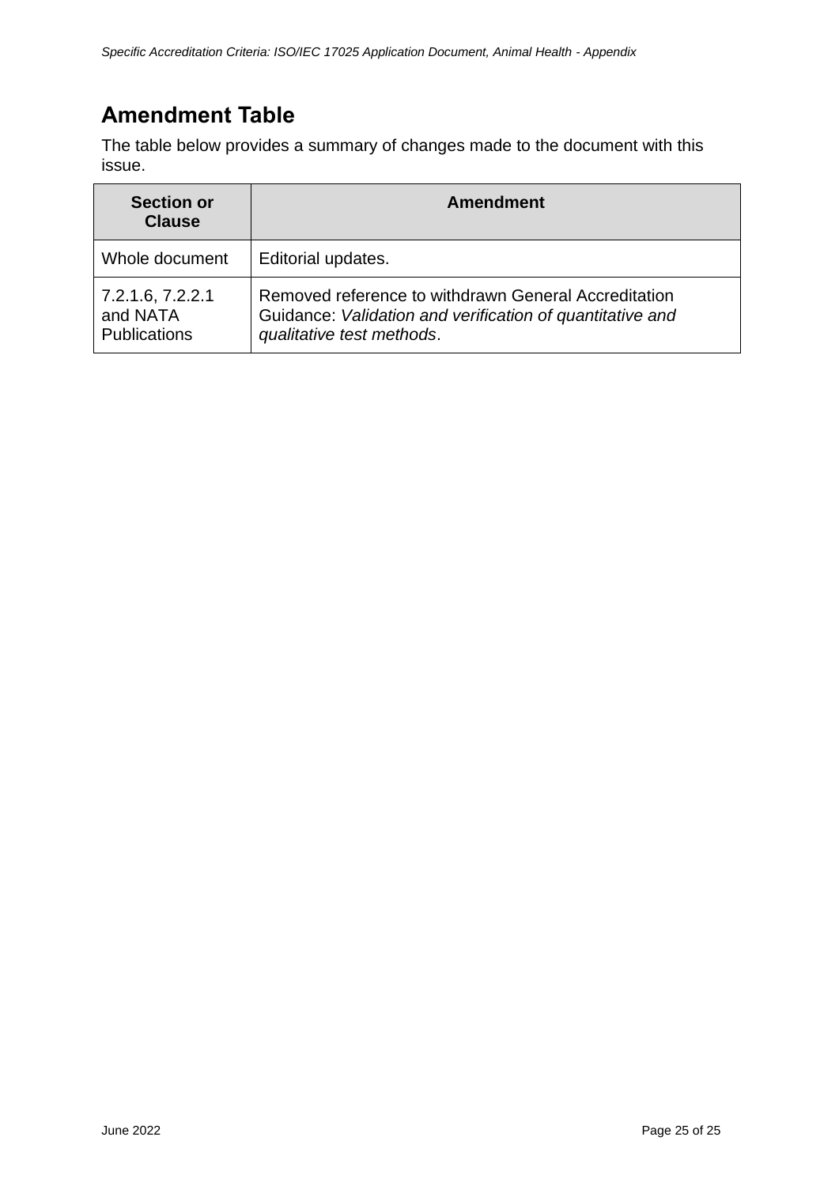## Amendment Table

The table below provides a summary of changes made to the document with this issue.

| Section or Clause | Amendment |
| --- | --- |
| Whole document | Editorial updates. |
| 7.2.1.6, 7.2.2.1 and NATA Publications | Removed reference to withdrawn General Accreditation Guidance: *Validation and verification of quantitative and qualitative test methods*. |